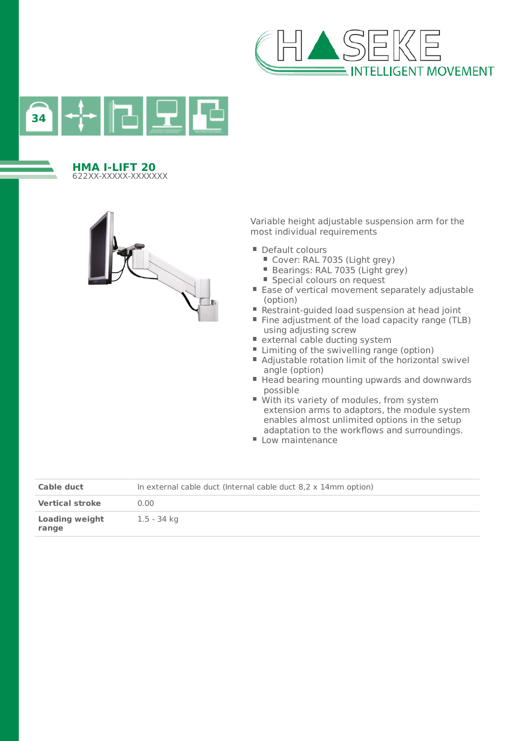34

## HMA I-LIFT 20

622XX-XXXXX-XXXXXXX

Variable height adjustable suspension arm for the most individual requirements

- Default colours
  - Cover: RAL 7035 (Light grey)
  - Bearings: RAL 7035 (Light grey)
  - Special colours on request
- Ease of vertical movement separately adjustable (option)
- Restraint-guided load suspension at head joint
- Fine adjustment of the load capacity range (TLB) using adjusting screw
- external cable ducting system
- Limiting of the swivelling range (option)
- Adjustable rotation limit of the horizontal swivel angle (option)
- Head bearing mounting upwards and downwards possible
- With its variety of modules, from system extension arms to adaptors, the module system enables almost unlimited options in the setup adaptation to the workflows and surroundings.
- Low maintenance

| | |
|---|---|
| **Cable duct** | In external cable duct (Internal cable duct 8,2 x 14mm option) |
| **Vertical stroke** | 0.00 |
| **Loading weight range** | 1.5 - 34 kg |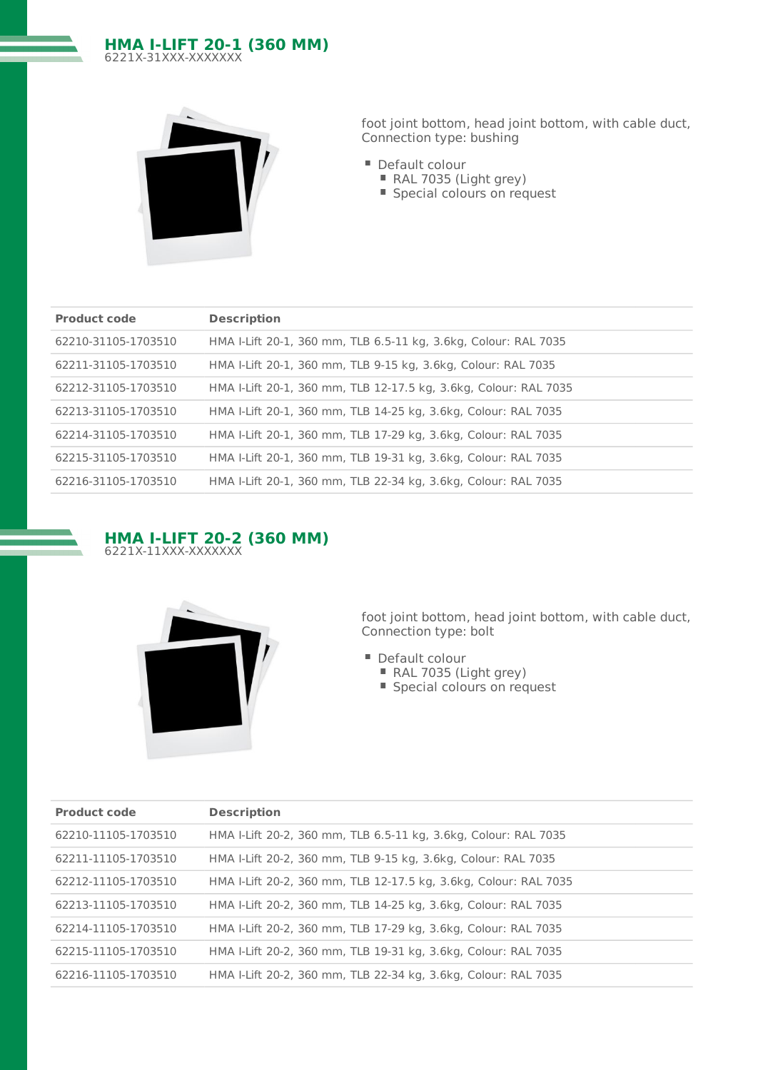## HMA I-LIFT 20-1 (360 MM)

6221X-31XXX-XXXXXXX

foot joint bottom, head joint bottom, with cable duct, Connection type: bushing

- Default colour
  - RAL 7035 (Light grey)
  - Special colours on request

| Product code | Description |
|---|---|
| 62210-31105-1703510 | HMA I-Lift 20-1, 360 mm, TLB 6.5-11 kg, 3.6kg, Colour: RAL 7035 |
| 62211-31105-1703510 | HMA I-Lift 20-1, 360 mm, TLB 9-15 kg, 3.6kg, Colour: RAL 7035 |
| 62212-31105-1703510 | HMA I-Lift 20-1, 360 mm, TLB 12-17.5 kg, 3.6kg, Colour: RAL 7035 |
| 62213-31105-1703510 | HMA I-Lift 20-1, 360 mm, TLB 14-25 kg, 3.6kg, Colour: RAL 7035 |
| 62214-31105-1703510 | HMA I-Lift 20-1, 360 mm, TLB 17-29 kg, 3.6kg, Colour: RAL 7035 |
| 62215-31105-1703510 | HMA I-Lift 20-1, 360 mm, TLB 19-31 kg, 3.6kg, Colour: RAL 7035 |
| 62216-31105-1703510 | HMA I-Lift 20-1, 360 mm, TLB 22-34 kg, 3.6kg, Colour: RAL 7035 |

## HMA I-LIFT 20-2 (360 MM)

6221X-11XXX-XXXXXXX

foot joint bottom, head joint bottom, with cable duct, Connection type: bolt

- Default colour
  - RAL 7035 (Light grey)
  - Special colours on request

| Product code | Description |
|---|---|
| 62210-11105-1703510 | HMA I-Lift 20-2, 360 mm, TLB 6.5-11 kg, 3.6kg, Colour: RAL 7035 |
| 62211-11105-1703510 | HMA I-Lift 20-2, 360 mm, TLB 9-15 kg, 3.6kg, Colour: RAL 7035 |
| 62212-11105-1703510 | HMA I-Lift 20-2, 360 mm, TLB 12-17.5 kg, 3.6kg, Colour: RAL 7035 |
| 62213-11105-1703510 | HMA I-Lift 20-2, 360 mm, TLB 14-25 kg, 3.6kg, Colour: RAL 7035 |
| 62214-11105-1703510 | HMA I-Lift 20-2, 360 mm, TLB 17-29 kg, 3.6kg, Colour: RAL 7035 |
| 62215-11105-1703510 | HMA I-Lift 20-2, 360 mm, TLB 19-31 kg, 3.6kg, Colour: RAL 7035 |
| 62216-11105-1703510 | HMA I-Lift 20-2, 360 mm, TLB 22-34 kg, 3.6kg, Colour: RAL 7035 |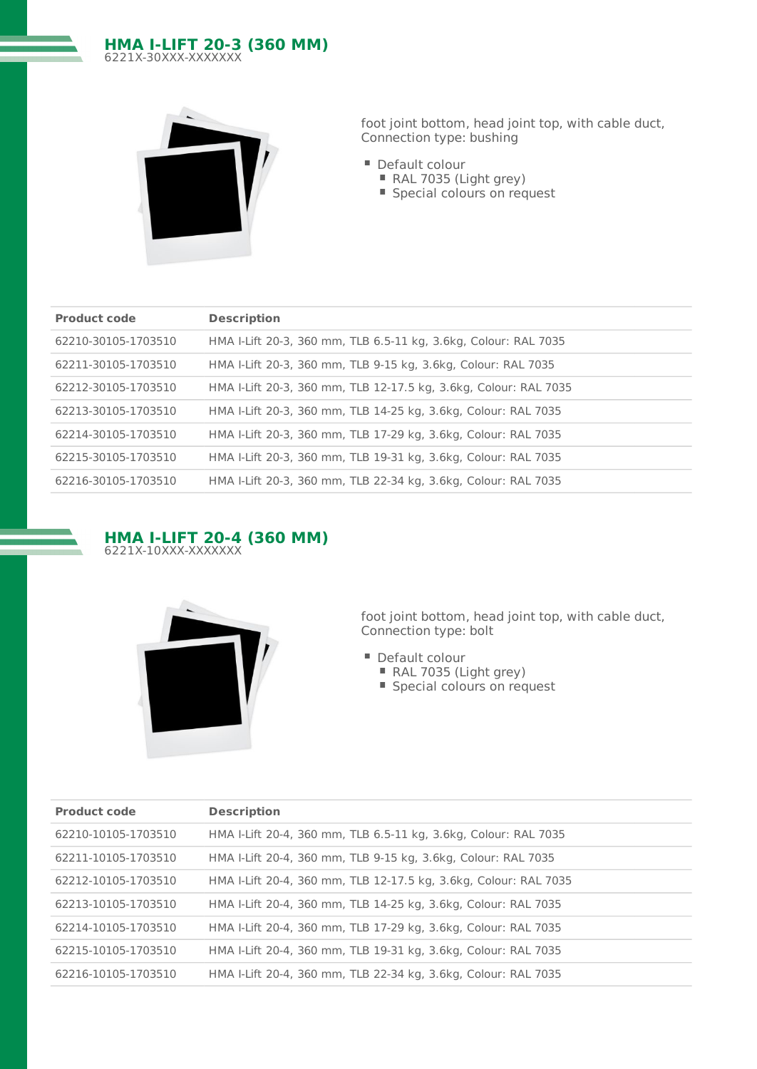## HMA I-LIFT 20-3 (360 MM)

6221X-30XXX-XXXXXXX

foot joint bottom, head joint top, with cable duct, Connection type: bushing

- Default colour
  - RAL 7035 (Light grey)
  - Special colours on request

| Product code | Description |
|---|---|
| 62210-30105-1703510 | HMA I-Lift 20-3, 360 mm, TLB 6.5-11 kg, 3.6kg, Colour: RAL 7035 |
| 62211-30105-1703510 | HMA I-Lift 20-3, 360 mm, TLB 9-15 kg, 3.6kg, Colour: RAL 7035 |
| 62212-30105-1703510 | HMA I-Lift 20-3, 360 mm, TLB 12-17.5 kg, 3.6kg, Colour: RAL 7035 |
| 62213-30105-1703510 | HMA I-Lift 20-3, 360 mm, TLB 14-25 kg, 3.6kg, Colour: RAL 7035 |
| 62214-30105-1703510 | HMA I-Lift 20-3, 360 mm, TLB 17-29 kg, 3.6kg, Colour: RAL 7035 |
| 62215-30105-1703510 | HMA I-Lift 20-3, 360 mm, TLB 19-31 kg, 3.6kg, Colour: RAL 7035 |
| 62216-30105-1703510 | HMA I-Lift 20-3, 360 mm, TLB 22-34 kg, 3.6kg, Colour: RAL 7035 |

## HMA I-LIFT 20-4 (360 MM)

6221X-10XXX-XXXXXXX

foot joint bottom, head joint top, with cable duct, Connection type: bolt

- Default colour
  - RAL 7035 (Light grey)
  - Special colours on request

| Product code | Description |
|---|---|
| 62210-10105-1703510 | HMA I-Lift 20-4, 360 mm, TLB 6.5-11 kg, 3.6kg, Colour: RAL 7035 |
| 62211-10105-1703510 | HMA I-Lift 20-4, 360 mm, TLB 9-15 kg, 3.6kg, Colour: RAL 7035 |
| 62212-10105-1703510 | HMA I-Lift 20-4, 360 mm, TLB 12-17.5 kg, 3.6kg, Colour: RAL 7035 |
| 62213-10105-1703510 | HMA I-Lift 20-4, 360 mm, TLB 14-25 kg, 3.6kg, Colour: RAL 7035 |
| 62214-10105-1703510 | HMA I-Lift 20-4, 360 mm, TLB 17-29 kg, 3.6kg, Colour: RAL 7035 |
| 62215-10105-1703510 | HMA I-Lift 20-4, 360 mm, TLB 19-31 kg, 3.6kg, Colour: RAL 7035 |
| 62216-10105-1703510 | HMA I-Lift 20-4, 360 mm, TLB 22-34 kg, 3.6kg, Colour: RAL 7035 |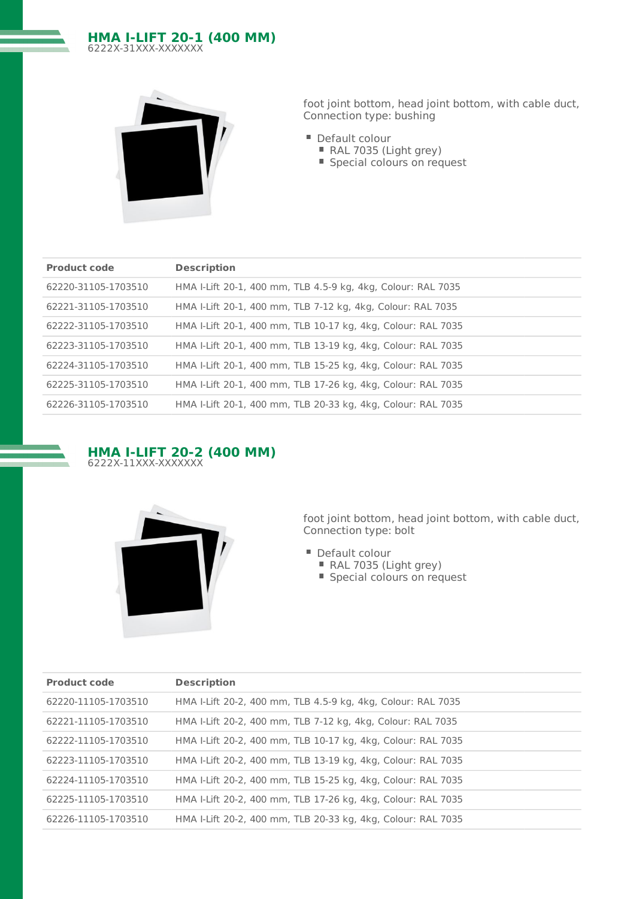## HMA I-LIFT 20-1 (400 MM)

6222X-31XXX-XXXXXXX

foot joint bottom, head joint bottom, with cable duct, Connection type: bushing

- Default colour
  - RAL 7035 (Light grey)
  - Special colours on request

| Product code | Description |
|---|---|
| 62220-31105-1703510 | HMA I-Lift 20-1, 400 mm, TLB 4.5-9 kg, 4kg, Colour: RAL 7035 |
| 62221-31105-1703510 | HMA I-Lift 20-1, 400 mm, TLB 7-12 kg, 4kg, Colour: RAL 7035 |
| 62222-31105-1703510 | HMA I-Lift 20-1, 400 mm, TLB 10-17 kg, 4kg, Colour: RAL 7035 |
| 62223-31105-1703510 | HMA I-Lift 20-1, 400 mm, TLB 13-19 kg, 4kg, Colour: RAL 7035 |
| 62224-31105-1703510 | HMA I-Lift 20-1, 400 mm, TLB 15-25 kg, 4kg, Colour: RAL 7035 |
| 62225-31105-1703510 | HMA I-Lift 20-1, 400 mm, TLB 17-26 kg, 4kg, Colour: RAL 7035 |
| 62226-31105-1703510 | HMA I-Lift 20-1, 400 mm, TLB 20-33 kg, 4kg, Colour: RAL 7035 |

## HMA I-LIFT 20-2 (400 MM)

6222X-11XXX-XXXXXXX

foot joint bottom, head joint bottom, with cable duct, Connection type: bolt

- Default colour
  - RAL 7035 (Light grey)
  - Special colours on request

| Product code | Description |
|---|---|
| 62220-11105-1703510 | HMA I-Lift 20-2, 400 mm, TLB 4.5-9 kg, 4kg, Colour: RAL 7035 |
| 62221-11105-1703510 | HMA I-Lift 20-2, 400 mm, TLB 7-12 kg, 4kg, Colour: RAL 7035 |
| 62222-11105-1703510 | HMA I-Lift 20-2, 400 mm, TLB 10-17 kg, 4kg, Colour: RAL 7035 |
| 62223-11105-1703510 | HMA I-Lift 20-2, 400 mm, TLB 13-19 kg, 4kg, Colour: RAL 7035 |
| 62224-11105-1703510 | HMA I-Lift 20-2, 400 mm, TLB 15-25 kg, 4kg, Colour: RAL 7035 |
| 62225-11105-1703510 | HMA I-Lift 20-2, 400 mm, TLB 17-26 kg, 4kg, Colour: RAL 7035 |
| 62226-11105-1703510 | HMA I-Lift 20-2, 400 mm, TLB 20-33 kg, 4kg, Colour: RAL 7035 |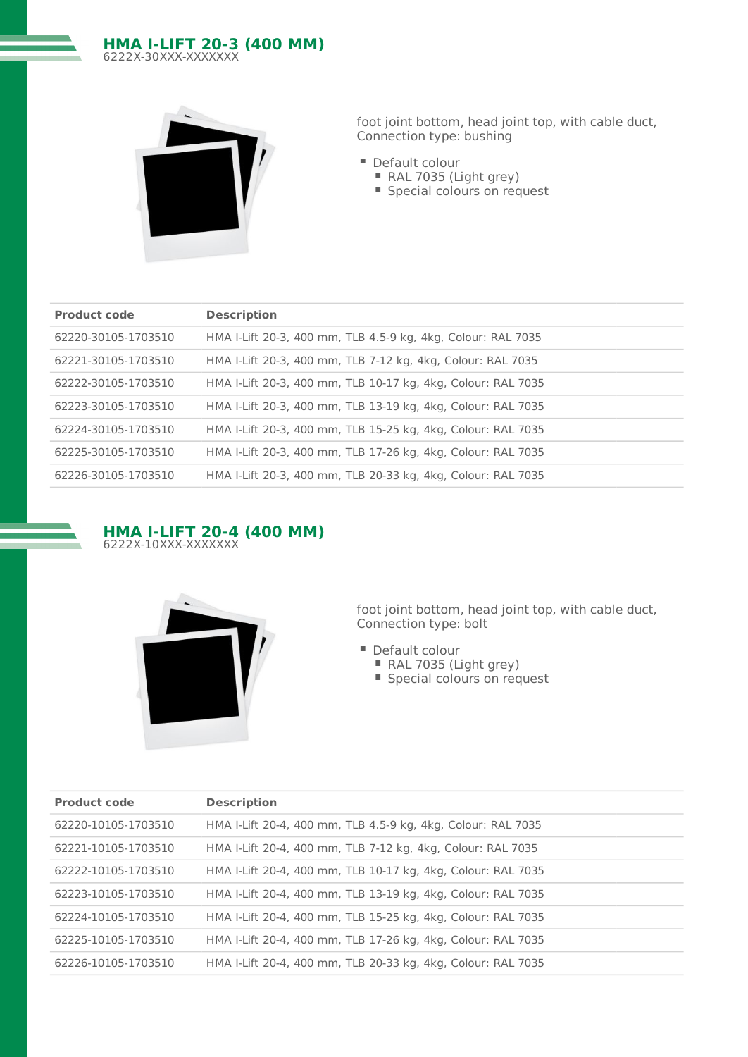## HMA I-LIFT 20-3 (400 MM)

6222X-30XXX-XXXXXXX

foot joint bottom, head joint top, with cable duct, Connection type: bushing

- Default colour
  - RAL 7035 (Light grey)
  - Special colours on request

| Product code | Description |
|---|---|
| 62220-30105-1703510 | HMA I-Lift 20-3, 400 mm, TLB 4.5-9 kg, 4kg, Colour: RAL 7035 |
| 62221-30105-1703510 | HMA I-Lift 20-3, 400 mm, TLB 7-12 kg, 4kg, Colour: RAL 7035 |
| 62222-30105-1703510 | HMA I-Lift 20-3, 400 mm, TLB 10-17 kg, 4kg, Colour: RAL 7035 |
| 62223-30105-1703510 | HMA I-Lift 20-3, 400 mm, TLB 13-19 kg, 4kg, Colour: RAL 7035 |
| 62224-30105-1703510 | HMA I-Lift 20-3, 400 mm, TLB 15-25 kg, 4kg, Colour: RAL 7035 |
| 62225-30105-1703510 | HMA I-Lift 20-3, 400 mm, TLB 17-26 kg, 4kg, Colour: RAL 7035 |
| 62226-30105-1703510 | HMA I-Lift 20-3, 400 mm, TLB 20-33 kg, 4kg, Colour: RAL 7035 |

## HMA I-LIFT 20-4 (400 MM)

6222X-10XXX-XXXXXXX

foot joint bottom, head joint top, with cable duct, Connection type: bolt

- Default colour
  - RAL 7035 (Light grey)
  - Special colours on request

| Product code | Description |
|---|---|
| 62220-10105-1703510 | HMA I-Lift 20-4, 400 mm, TLB 4.5-9 kg, 4kg, Colour: RAL 7035 |
| 62221-10105-1703510 | HMA I-Lift 20-4, 400 mm, TLB 7-12 kg, 4kg, Colour: RAL 7035 |
| 62222-10105-1703510 | HMA I-Lift 20-4, 400 mm, TLB 10-17 kg, 4kg, Colour: RAL 7035 |
| 62223-10105-1703510 | HMA I-Lift 20-4, 400 mm, TLB 13-19 kg, 4kg, Colour: RAL 7035 |
| 62224-10105-1703510 | HMA I-Lift 20-4, 400 mm, TLB 15-25 kg, 4kg, Colour: RAL 7035 |
| 62225-10105-1703510 | HMA I-Lift 20-4, 400 mm, TLB 17-26 kg, 4kg, Colour: RAL 7035 |
| 62226-10105-1703510 | HMA I-Lift 20-4, 400 mm, TLB 20-33 kg, 4kg, Colour: RAL 7035 |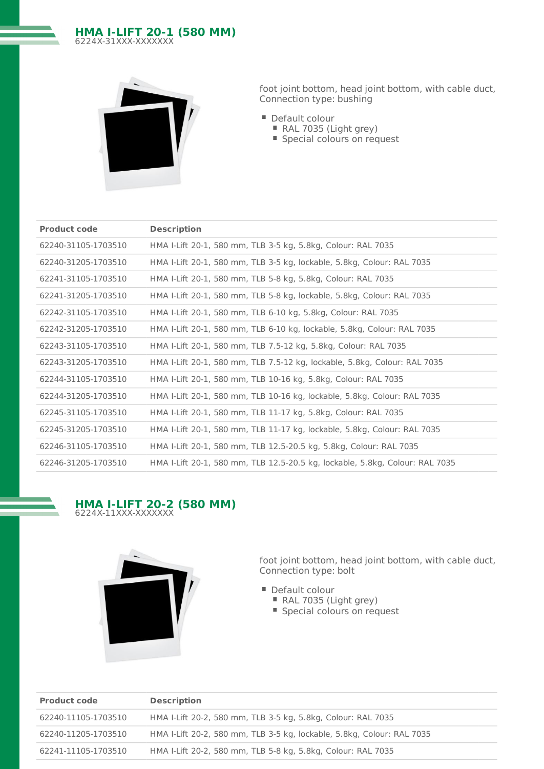## HMA I-LIFT 20-1 (580 MM)

6224X-31XXX-XXXXXXX

foot joint bottom, head joint bottom, with cable duct, Connection type: bushing

- Default colour
  - RAL 7035 (Light grey)
  - Special colours on request

| Product code | Description |
| --- | --- |
| 62240-31105-1703510 | HMA I-Lift 20-1, 580 mm, TLB 3-5 kg, 5.8kg, Colour: RAL 7035 |
| 62240-31205-1703510 | HMA I-Lift 20-1, 580 mm, TLB 3-5 kg, lockable, 5.8kg, Colour: RAL 7035 |
| 62241-31105-1703510 | HMA I-Lift 20-1, 580 mm, TLB 5-8 kg, 5.8kg, Colour: RAL 7035 |
| 62241-31205-1703510 | HMA I-Lift 20-1, 580 mm, TLB 5-8 kg, lockable, 5.8kg, Colour: RAL 7035 |
| 62242-31105-1703510 | HMA I-Lift 20-1, 580 mm, TLB 6-10 kg, 5.8kg, Colour: RAL 7035 |
| 62242-31205-1703510 | HMA I-Lift 20-1, 580 mm, TLB 6-10 kg, lockable, 5.8kg, Colour: RAL 7035 |
| 62243-31105-1703510 | HMA I-Lift 20-1, 580 mm, TLB 7.5-12 kg, 5.8kg, Colour: RAL 7035 |
| 62243-31205-1703510 | HMA I-Lift 20-1, 580 mm, TLB 7.5-12 kg, lockable, 5.8kg, Colour: RAL 7035 |
| 62244-31105-1703510 | HMA I-Lift 20-1, 580 mm, TLB 10-16 kg, 5.8kg, Colour: RAL 7035 |
| 62244-31205-1703510 | HMA I-Lift 20-1, 580 mm, TLB 10-16 kg, lockable, 5.8kg, Colour: RAL 7035 |
| 62245-31105-1703510 | HMA I-Lift 20-1, 580 mm, TLB 11-17 kg, 5.8kg, Colour: RAL 7035 |
| 62245-31205-1703510 | HMA I-Lift 20-1, 580 mm, TLB 11-17 kg, lockable, 5.8kg, Colour: RAL 7035 |
| 62246-31105-1703510 | HMA I-Lift 20-1, 580 mm, TLB 12.5-20.5 kg, 5.8kg, Colour: RAL 7035 |
| 62246-31205-1703510 | HMA I-Lift 20-1, 580 mm, TLB 12.5-20.5 kg, lockable, 5.8kg, Colour: RAL 7035 |

## HMA I-LIFT 20-2 (580 MM)

6224X-11XXX-XXXXXXX

foot joint bottom, head joint bottom, with cable duct, Connection type: bolt

- Default colour
  - RAL 7035 (Light grey)
  - Special colours on request

| Product code | Description |
| --- | --- |
| 62240-11105-1703510 | HMA I-Lift 20-2, 580 mm, TLB 3-5 kg, 5.8kg, Colour: RAL 7035 |
| 62240-11205-1703510 | HMA I-Lift 20-2, 580 mm, TLB 3-5 kg, lockable, 5.8kg, Colour: RAL 7035 |
| 62241-11105-1703510 | HMA I-Lift 20-2, 580 mm, TLB 5-8 kg, 5.8kg, Colour: RAL 7035 |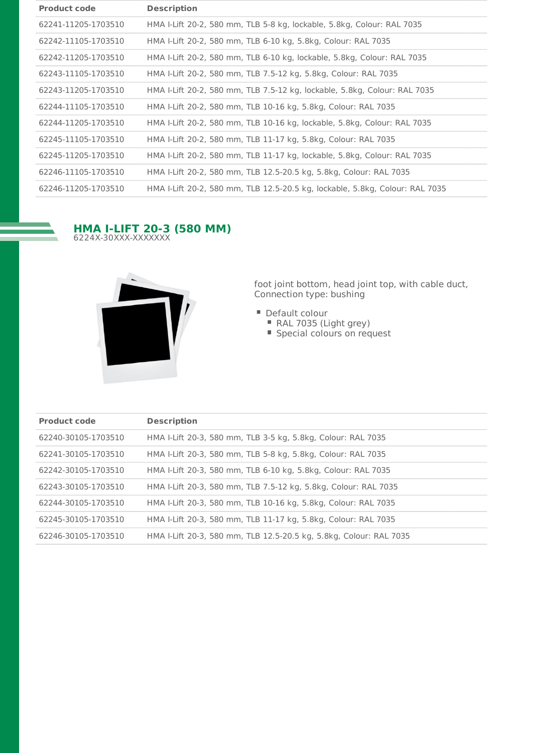| Product code | Description |
| --- | --- |
| 62241-11205-1703510 | HMA I-Lift 20-2, 580 mm, TLB 5-8 kg, lockable, 5.8kg, Colour: RAL 7035 |
| 62242-11105-1703510 | HMA I-Lift 20-2, 580 mm, TLB 6-10 kg, 5.8kg, Colour: RAL 7035 |
| 62242-11205-1703510 | HMA I-Lift 20-2, 580 mm, TLB 6-10 kg, lockable, 5.8kg, Colour: RAL 7035 |
| 62243-11105-1703510 | HMA I-Lift 20-2, 580 mm, TLB 7.5-12 kg, 5.8kg, Colour: RAL 7035 |
| 62243-11205-1703510 | HMA I-Lift 20-2, 580 mm, TLB 7.5-12 kg, lockable, 5.8kg, Colour: RAL 7035 |
| 62244-11105-1703510 | HMA I-Lift 20-2, 580 mm, TLB 10-16 kg, 5.8kg, Colour: RAL 7035 |
| 62244-11205-1703510 | HMA I-Lift 20-2, 580 mm, TLB 10-16 kg, lockable, 5.8kg, Colour: RAL 7035 |
| 62245-11105-1703510 | HMA I-Lift 20-2, 580 mm, TLB 11-17 kg, 5.8kg, Colour: RAL 7035 |
| 62245-11205-1703510 | HMA I-Lift 20-2, 580 mm, TLB 11-17 kg, lockable, 5.8kg, Colour: RAL 7035 |
| 62246-11105-1703510 | HMA I-Lift 20-2, 580 mm, TLB 12.5-20.5 kg, 5.8kg, Colour: RAL 7035 |
| 62246-11205-1703510 | HMA I-Lift 20-2, 580 mm, TLB 12.5-20.5 kg, lockable, 5.8kg, Colour: RAL 7035 |

## HMA I-LIFT 20-3 (580 MM)

6224X-30XXX-XXXXXXX

foot joint bottom, head joint top, with cable duct, Connection type: bushing

- Default colour
  - RAL 7035 (Light grey)
  - Special colours on request

| Product code | Description |
| --- | --- |
| 62240-30105-1703510 | HMA I-Lift 20-3, 580 mm, TLB 3-5 kg, 5.8kg, Colour: RAL 7035 |
| 62241-30105-1703510 | HMA I-Lift 20-3, 580 mm, TLB 5-8 kg, 5.8kg, Colour: RAL 7035 |
| 62242-30105-1703510 | HMA I-Lift 20-3, 580 mm, TLB 6-10 kg, 5.8kg, Colour: RAL 7035 |
| 62243-30105-1703510 | HMA I-Lift 20-3, 580 mm, TLB 7.5-12 kg, 5.8kg, Colour: RAL 7035 |
| 62244-30105-1703510 | HMA I-Lift 20-3, 580 mm, TLB 10-16 kg, 5.8kg, Colour: RAL 7035 |
| 62245-30105-1703510 | HMA I-Lift 20-3, 580 mm, TLB 11-17 kg, 5.8kg, Colour: RAL 7035 |
| 62246-30105-1703510 | HMA I-Lift 20-3, 580 mm, TLB 12.5-20.5 kg, 5.8kg, Colour: RAL 7035 |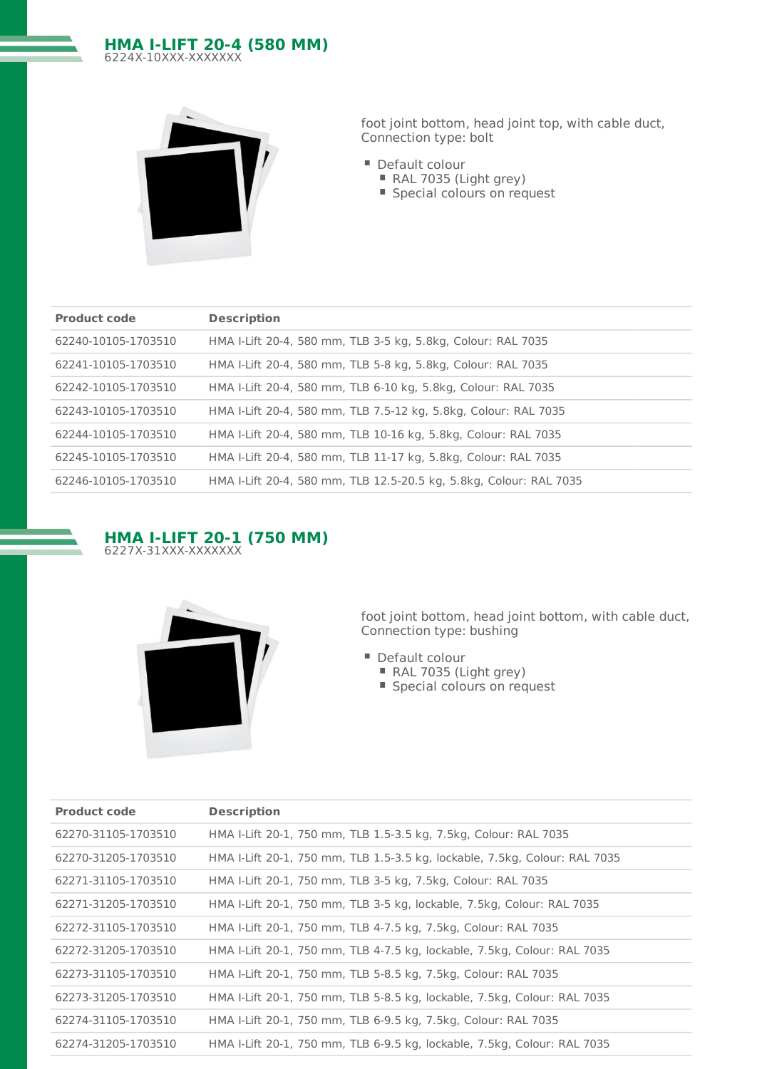## HMA I-LIFT 20-4 (580 MM)

6224X-10XXX-XXXXXXX

foot joint bottom, head joint top, with cable duct, Connection type: bolt

- Default colour
  - RAL 7035 (Light grey)
  - Special colours on request

| Product code | Description |
|---|---|
| 62240-10105-1703510 | HMA I-Lift 20-4, 580 mm, TLB 3-5 kg, 5.8kg, Colour: RAL 7035 |
| 62241-10105-1703510 | HMA I-Lift 20-4, 580 mm, TLB 5-8 kg, 5.8kg, Colour: RAL 7035 |
| 62242-10105-1703510 | HMA I-Lift 20-4, 580 mm, TLB 6-10 kg, 5.8kg, Colour: RAL 7035 |
| 62243-10105-1703510 | HMA I-Lift 20-4, 580 mm, TLB 7.5-12 kg, 5.8kg, Colour: RAL 7035 |
| 62244-10105-1703510 | HMA I-Lift 20-4, 580 mm, TLB 10-16 kg, 5.8kg, Colour: RAL 7035 |
| 62245-10105-1703510 | HMA I-Lift 20-4, 580 mm, TLB 11-17 kg, 5.8kg, Colour: RAL 7035 |
| 62246-10105-1703510 | HMA I-Lift 20-4, 580 mm, TLB 12.5-20.5 kg, 5.8kg, Colour: RAL 7035 |

## HMA I-LIFT 20-1 (750 MM)

6227X-31XXX-XXXXXXX

foot joint bottom, head joint bottom, with cable duct, Connection type: bushing

- Default colour
  - RAL 7035 (Light grey)
  - Special colours on request

| Product code | Description |
|---|---|
| 62270-31105-1703510 | HMA I-Lift 20-1, 750 mm, TLB 1.5-3.5 kg, 7.5kg, Colour: RAL 7035 |
| 62270-31205-1703510 | HMA I-Lift 20-1, 750 mm, TLB 1.5-3.5 kg, lockable, 7.5kg, Colour: RAL 7035 |
| 62271-31105-1703510 | HMA I-Lift 20-1, 750 mm, TLB 3-5 kg, 7.5kg, Colour: RAL 7035 |
| 62271-31205-1703510 | HMA I-Lift 20-1, 750 mm, TLB 3-5 kg, lockable, 7.5kg, Colour: RAL 7035 |
| 62272-31105-1703510 | HMA I-Lift 20-1, 750 mm, TLB 4-7.5 kg, 7.5kg, Colour: RAL 7035 |
| 62272-31205-1703510 | HMA I-Lift 20-1, 750 mm, TLB 4-7.5 kg, lockable, 7.5kg, Colour: RAL 7035 |
| 62273-31105-1703510 | HMA I-Lift 20-1, 750 mm, TLB 5-8.5 kg, 7.5kg, Colour: RAL 7035 |
| 62273-31205-1703510 | HMA I-Lift 20-1, 750 mm, TLB 5-8.5 kg, lockable, 7.5kg, Colour: RAL 7035 |
| 62274-31105-1703510 | HMA I-Lift 20-1, 750 mm, TLB 6-9.5 kg, 7.5kg, Colour: RAL 7035 |
| 62274-31205-1703510 | HMA I-Lift 20-1, 750 mm, TLB 6-9.5 kg, lockable, 7.5kg, Colour: RAL 7035 |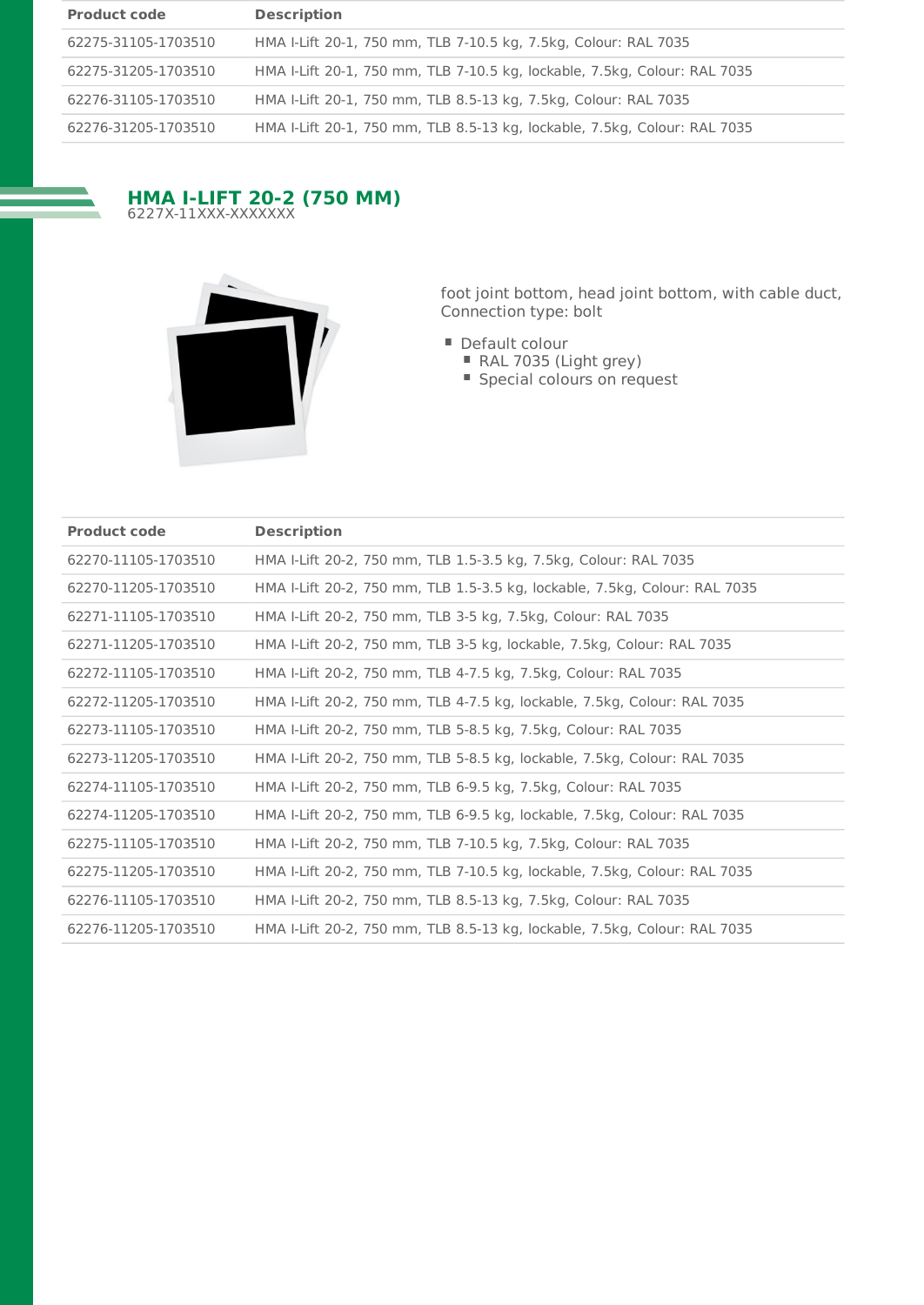| Product code | Description |
|---|---|
| 62275-31105-1703510 | HMA I-Lift 20-1, 750 mm, TLB 7-10.5 kg, 7.5kg, Colour: RAL 7035 |
| 62275-31205-1703510 | HMA I-Lift 20-1, 750 mm, TLB 7-10.5 kg, lockable, 7.5kg, Colour: RAL 7035 |
| 62276-31105-1703510 | HMA I-Lift 20-1, 750 mm, TLB 8.5-13 kg, 7.5kg, Colour: RAL 7035 |
| 62276-31205-1703510 | HMA I-Lift 20-1, 750 mm, TLB 8.5-13 kg, lockable, 7.5kg, Colour: RAL 7035 |

## HMA I-LIFT 20-2 (750 MM)

6227X-11XXX-XXXXXXX

foot joint bottom, head joint bottom, with cable duct, Connection type: bolt

- Default colour
  - RAL 7035 (Light grey)
  - Special colours on request

| Product code | Description |
|---|---|
| 62270-11105-1703510 | HMA I-Lift 20-2, 750 mm, TLB 1.5-3.5 kg, 7.5kg, Colour: RAL 7035 |
| 62270-11205-1703510 | HMA I-Lift 20-2, 750 mm, TLB 1.5-3.5 kg, lockable, 7.5kg, Colour: RAL 7035 |
| 62271-11105-1703510 | HMA I-Lift 20-2, 750 mm, TLB 3-5 kg, 7.5kg, Colour: RAL 7035 |
| 62271-11205-1703510 | HMA I-Lift 20-2, 750 mm, TLB 3-5 kg, lockable, 7.5kg, Colour: RAL 7035 |
| 62272-11105-1703510 | HMA I-Lift 20-2, 750 mm, TLB 4-7.5 kg, 7.5kg, Colour: RAL 7035 |
| 62272-11205-1703510 | HMA I-Lift 20-2, 750 mm, TLB 4-7.5 kg, lockable, 7.5kg, Colour: RAL 7035 |
| 62273-11105-1703510 | HMA I-Lift 20-2, 750 mm, TLB 5-8.5 kg, 7.5kg, Colour: RAL 7035 |
| 62273-11205-1703510 | HMA I-Lift 20-2, 750 mm, TLB 5-8.5 kg, lockable, 7.5kg, Colour: RAL 7035 |
| 62274-11105-1703510 | HMA I-Lift 20-2, 750 mm, TLB 6-9.5 kg, 7.5kg, Colour: RAL 7035 |
| 62274-11205-1703510 | HMA I-Lift 20-2, 750 mm, TLB 6-9.5 kg, lockable, 7.5kg, Colour: RAL 7035 |
| 62275-11105-1703510 | HMA I-Lift 20-2, 750 mm, TLB 7-10.5 kg, 7.5kg, Colour: RAL 7035 |
| 62275-11205-1703510 | HMA I-Lift 20-2, 750 mm, TLB 7-10.5 kg, lockable, 7.5kg, Colour: RAL 7035 |
| 62276-11105-1703510 | HMA I-Lift 20-2, 750 mm, TLB 8.5-13 kg, 7.5kg, Colour: RAL 7035 |
| 62276-11205-1703510 | HMA I-Lift 20-2, 750 mm, TLB 8.5-13 kg, lockable, 7.5kg, Colour: RAL 7035 |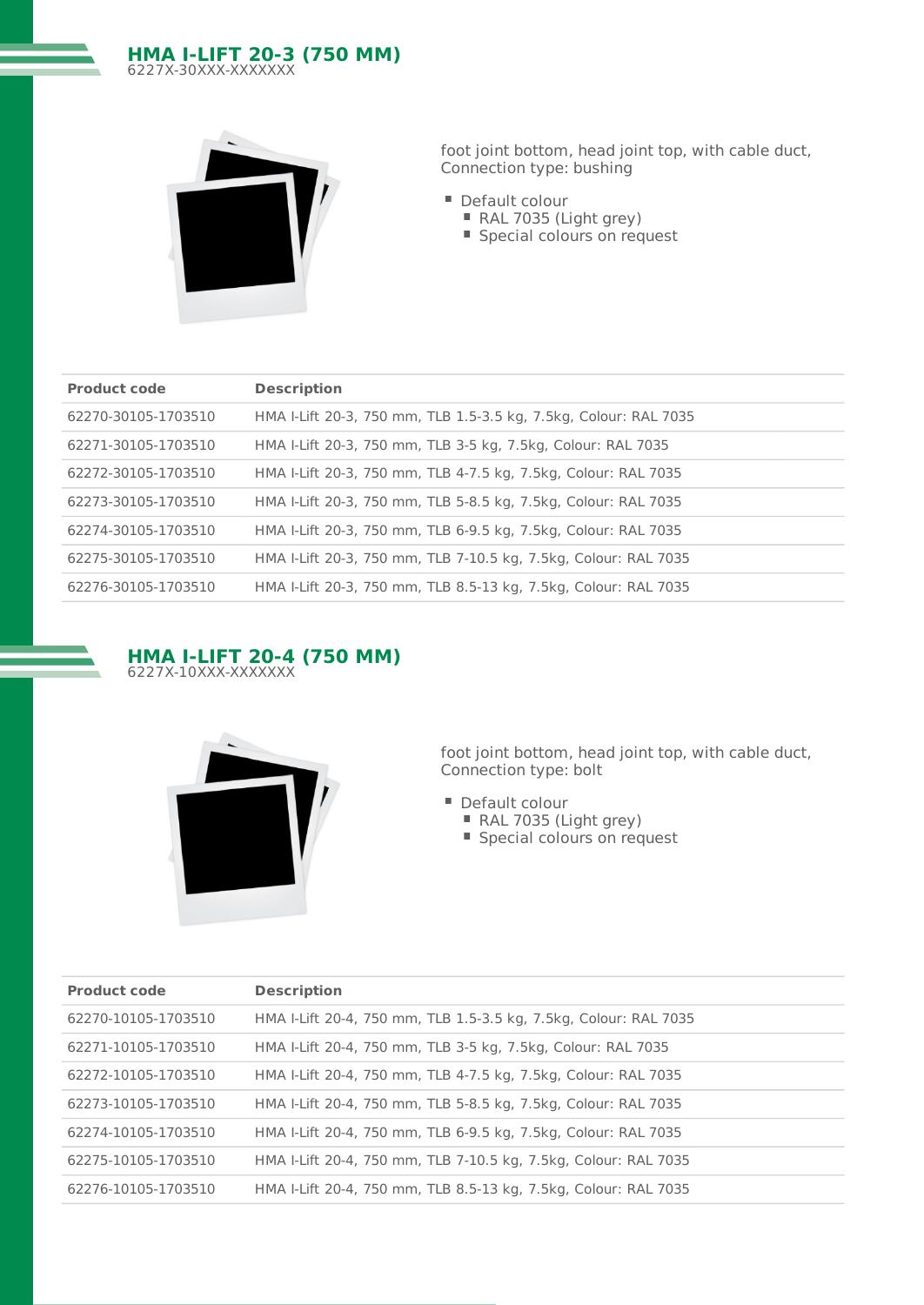## HMA I-LIFT 20-3 (750 MM)

6227X-30XXX-XXXXXXX

foot joint bottom, head joint top, with cable duct, Connection type: bushing

- Default colour
  - RAL 7035 (Light grey)
  - Special colours on request

| Product code | Description |
|---|---|
| 62270-30105-1703510 | HMA I-Lift 20-3, 750 mm, TLB 1.5-3.5 kg, 7.5kg, Colour: RAL 7035 |
| 62271-30105-1703510 | HMA I-Lift 20-3, 750 mm, TLB 3-5 kg, 7.5kg, Colour: RAL 7035 |
| 62272-30105-1703510 | HMA I-Lift 20-3, 750 mm, TLB 4-7.5 kg, 7.5kg, Colour: RAL 7035 |
| 62273-30105-1703510 | HMA I-Lift 20-3, 750 mm, TLB 5-8.5 kg, 7.5kg, Colour: RAL 7035 |
| 62274-30105-1703510 | HMA I-Lift 20-3, 750 mm, TLB 6-9.5 kg, 7.5kg, Colour: RAL 7035 |
| 62275-30105-1703510 | HMA I-Lift 20-3, 750 mm, TLB 7-10.5 kg, 7.5kg, Colour: RAL 7035 |
| 62276-30105-1703510 | HMA I-Lift 20-3, 750 mm, TLB 8.5-13 kg, 7.5kg, Colour: RAL 7035 |

## HMA I-LIFT 20-4 (750 MM)

6227X-10XXX-XXXXXXX

foot joint bottom, head joint top, with cable duct, Connection type: bolt

- Default colour
  - RAL 7035 (Light grey)
  - Special colours on request

| Product code | Description |
|---|---|
| 62270-10105-1703510 | HMA I-Lift 20-4, 750 mm, TLB 1.5-3.5 kg, 7.5kg, Colour: RAL 7035 |
| 62271-10105-1703510 | HMA I-Lift 20-4, 750 mm, TLB 3-5 kg, 7.5kg, Colour: RAL 7035 |
| 62272-10105-1703510 | HMA I-Lift 20-4, 750 mm, TLB 4-7.5 kg, 7.5kg, Colour: RAL 7035 |
| 62273-10105-1703510 | HMA I-Lift 20-4, 750 mm, TLB 5-8.5 kg, 7.5kg, Colour: RAL 7035 |
| 62274-10105-1703510 | HMA I-Lift 20-4, 750 mm, TLB 6-9.5 kg, 7.5kg, Colour: RAL 7035 |
| 62275-10105-1703510 | HMA I-Lift 20-4, 750 mm, TLB 7-10.5 kg, 7.5kg, Colour: RAL 7035 |
| 62276-10105-1703510 | HMA I-Lift 20-4, 750 mm, TLB 8.5-13 kg, 7.5kg, Colour: RAL 7035 |